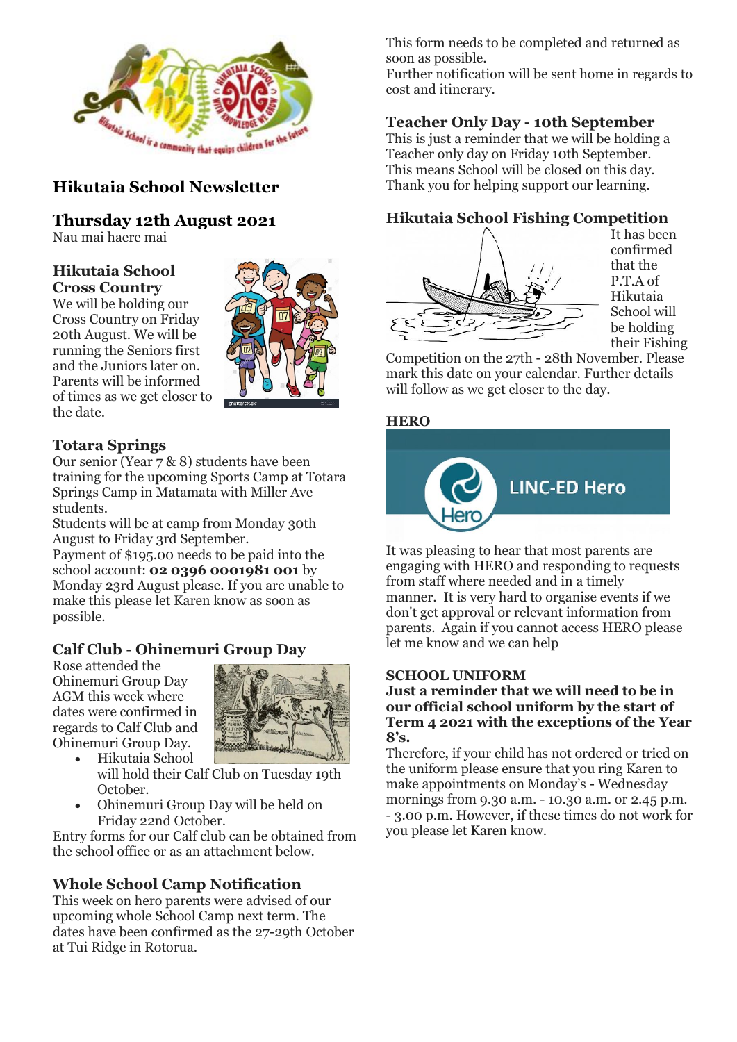# Hikutaia School Newsletter

## Thursday 12th August 2021

Nau mai haere mai

### Hikutaia School Cross Country

We will be holding our Cross Country on Friday 20th August. We will be running the Seniors first and the Juniors later on. Parents will be informed of times as we get closer to the date.

### Totara Springs

Our senior (Year 7 & 8) students have been training for the upcoming Sports Camp at Totara Springs Camp in Matamata with Miller Ave students.

Students will be at camp from Monday 30th August to Friday 3rd September.

Payment of $195.00 needs to be paid into the school account: **02 0396 0001981 001** by Monday 23rd August please. If you are unable to make this please let Karen know as soon as possible.

### Calf Club - Ohinemuri Group Day

Rose attended the Ohinemuri Group Day AGM this week where dates were confirmed in regards to Calf Club and Ohinemuri Group Day.

- Hikutaia School will hold their Calf Club on Tuesday 19th October.
- Ohinemuri Group Day will be held on Friday 22nd October.

Entry forms for our Calf club can be obtained from the school office or as an attachment below.

### Whole School Camp Notification

This week on hero parents were advised of our upcoming whole School Camp next term. The dates have been confirmed as the 27-29th October at Tui Ridge in Rotorua.

This form needs to be completed and returned as soon as possible.

Further notification will be sent home in regards to cost and itinerary.

### Teacher Only Day - 10th September

This is just a reminder that we will be holding a Teacher only day on Friday 10th September. This means School will be closed on this day. Thank you for helping support our learning.

### Hikutaia School Fishing Competition

It has been confirmed that the P.T.A of Hikutaia School will be holding their Fishing Competition on the 27th - 28th November. Please mark this date on your calendar. Further details will follow as we get closer to the day.

### HERO

It was pleasing to hear that most parents are engaging with HERO and responding to requests from staff where needed and in a timely manner. It is very hard to organise events if we don't get approval or relevant information from parents. Again if you cannot access HERO please let me know and we can help

### SCHOOL UNIFORM

**Just a reminder that we will need to be in our official school uniform by the start of Term 4 2021 with the exceptions of the Year 8's.**

Therefore, if your child has not ordered or tried on the uniform please ensure that you ring Karen to make appointments on Monday's - Wednesday mornings from 9.30 a.m. - 10.30 a.m. or 2.45 p.m. - 3.00 p.m. However, if these times do not work for you please let Karen know.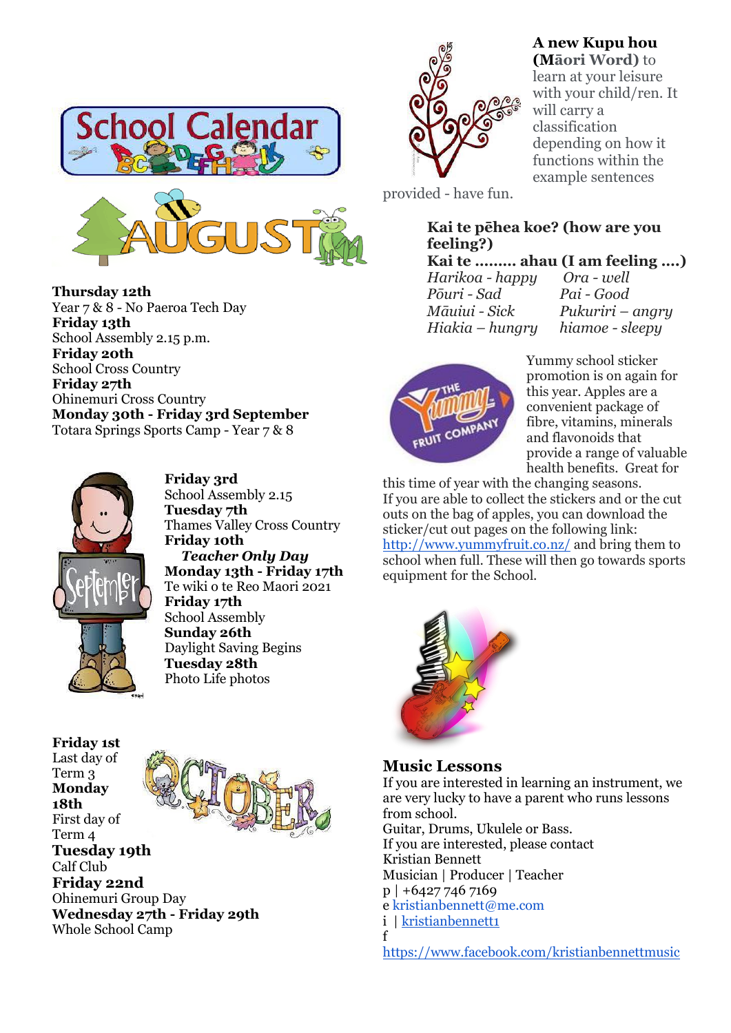## School Calendar

### August

**Thursday 12th**
Year 7 & 8 - No Paeroa Tech Day
**Friday 13th**
School Assembly 2.15 p.m.
**Friday 20th**
School Cross Country
**Friday 27th**
Ohinemuri Cross Country
**Monday 30th - Friday 3rd September**
Totara Springs Sports Camp - Year 7 & 8

### September

**Friday 3rd**
School Assembly 2.15
**Tuesday 7th**
Thames Valley Cross Country
**Friday 10th**
***Teacher Only Day***
**Monday 13th - Friday 17th**
Te wiki o te Reo Maori 2021
**Friday 17th**
School Assembly
**Sunday 26th**
Daylight Saving Begins
**Tuesday 28th**
Photo Life photos

### October

**Friday 1st**
Last day of Term 3
**Monday 18th**
First day of Term 4
**Tuesday 19th**
Calf Club
**Friday 22nd**
Ohinemuri Group Day
**Wednesday 27th - Friday 29th**
Whole School Camp

**A new Kupu hou (Māori Word)** to learn at your leisure with your child/ren. It will carry a classification depending on how it functions within the example sentences provided - have fun.

**Kai te pēhea koe? (how are you feeling?)**
**Kai te ......... ahau (I am feeling ....)**

*Harikoa - happy* *Ora - well*
*Pōuri - Sad* *Pai - Good*
*Māuiui - Sick* *Pukuriri – angry*
*Hiakia – hungry* *hiamoe - sleepy*

Yummy school sticker promotion is on again for this year. Apples are a convenient package of fibre, vitamins, minerals and flavonoids that provide a range of valuable health benefits. Great for this time of year with the changing seasons.
If you are able to collect the stickers and or the cut outs on the bag of apples, you can download the sticker/cut out pages on the following link: http://www.yummyfruit.co.nz/ and bring them to school when full. These will then go towards sports equipment for the School.

## Music Lessons

If you are interested in learning an instrument, we are very lucky to have a parent who runs lessons from school.
Guitar, Drums, Ukulele or Bass.
If you are interested, please contact
Kristian Bennett
Musician | Producer | Teacher
p | +6427 746 7169
e kristianbennett@me.com
i | kristianbennett1
f
https://www.facebook.com/kristianbennettmusic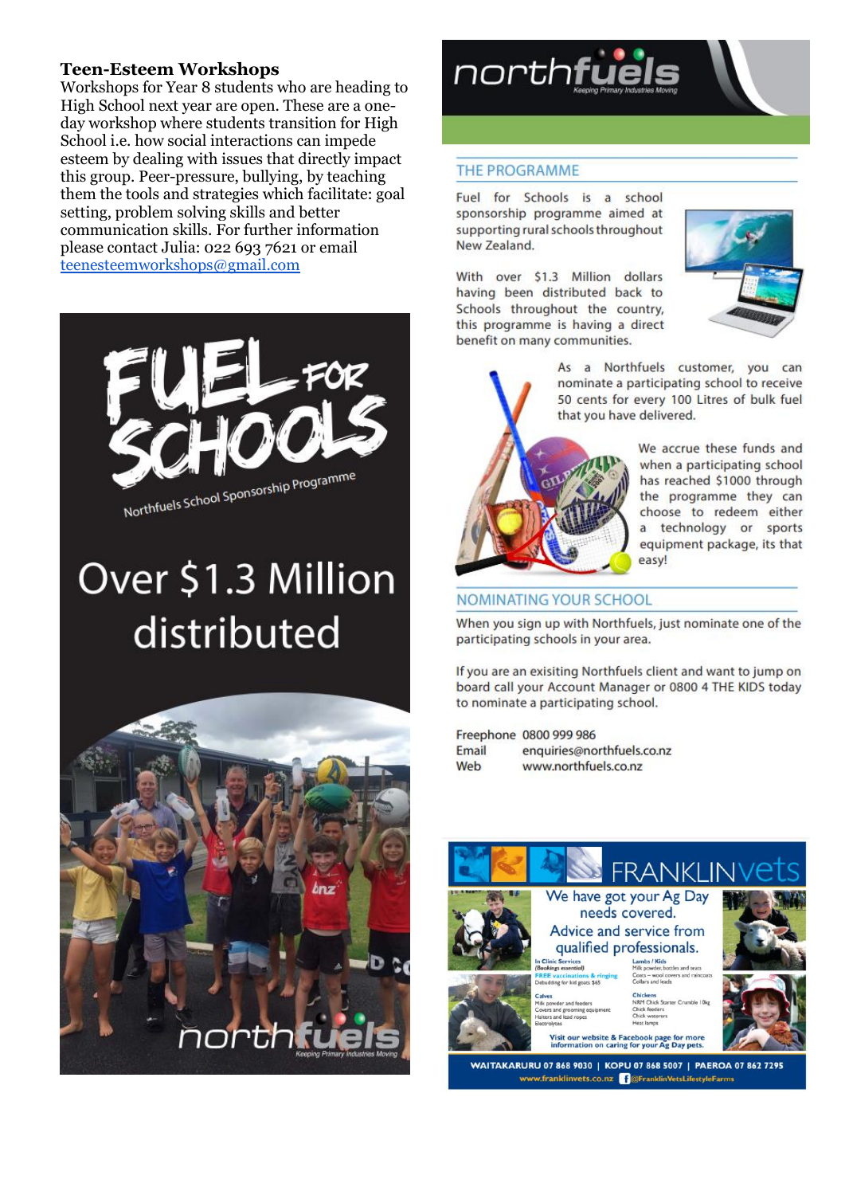**Teen-Esteem Workshops**
Workshops for Year 8 students who are heading to High School next year are open. These are a one-day workshop where students transition for High School i.e. how social interactions can impede esteem by dealing with issues that directly impact this group. Peer-pressure, bullying, by teaching them the tools and strategies which facilitate: goal setting, problem solving skills and better communication skills. For further information please contact Julia: 022 693 7621 or email teenesteemworkshops@gmail.com

# FUEL FOR SCHOOLS

Northfuels School Sponsorship Programme

Over $1.3 Million distributed

northfuels
Keeping Primary Industries Moving

## THE PROGRAMME

Fuel for Schools is a school sponsorship programme aimed at supporting rural schools throughout New Zealand.

With over $1.3 Million dollars having been distributed back to Schools throughout the country, this programme is having a direct benefit on many communities.

As a Northfuels customer, you can nominate a participating school to receive 50 cents for every 100 Litres of bulk fuel that you have delivered.

We accrue these funds and when a participating school has reached $1000 through the programme they can choose to redeem either a technology or sports equipment package, its that easy!

## NOMINATING YOUR SCHOOL

When you sign up with Northfuels, just nominate one of the participating schools in your area.

If you are an exisiting Northfuels client and want to jump on board call your Account Manager or 0800 4 THE KIDS today to nominate a participating school.

Freephone 0800 999 986
Email enquiries@northfuels.co.nz
Web www.northfuels.co.nz

# FRANKLINvets

We have got your Ag Day needs covered.
Advice and service from qualified professionals.

In Clinic Services
(Bookings essential)
FREE vaccinations & ringing
Debudding for kid goats $65

Calves
Milk powder and feeders
Covers and grooming equipment
Halters and lead ropes
Electrolytes

Lambs / Kids
Milk powder, bottles and teats
Coats – wool covers and raincoats
Collars and leads

Chickens
NRM Chick Starter Crumble 10kg
Chick feeders
Chick waterers
Heat lamps

Visit our website & Facebook page for more information on caring for your Ag Day pets.

WAITAKARURU 07 868 9030 | KOPU 07 868 5007 | PAEROA 07 862 7295
www.franklinvets.co.nz @FranklinVetsLifestyleFarms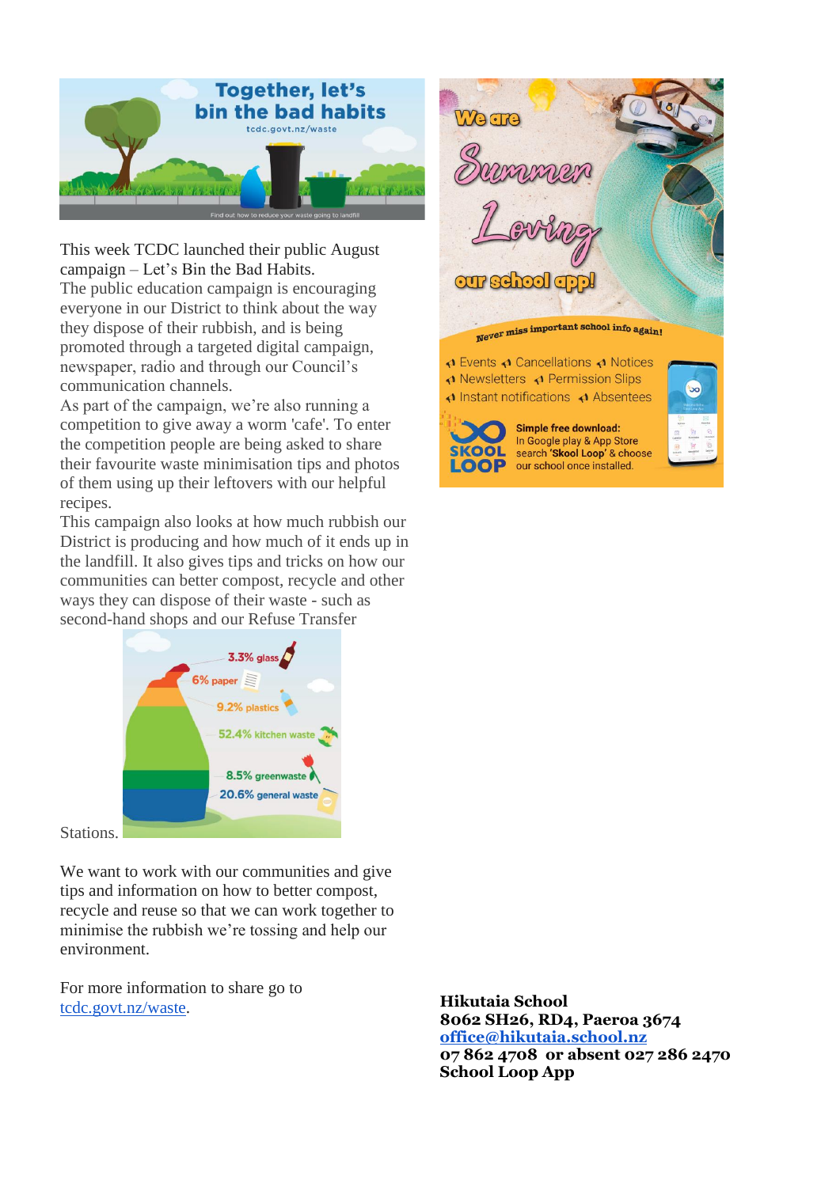Together, let's bin the bad habits

tcdc.govt.nz/waste

Find out how to reduce your waste going to landfill

This week TCDC launched their public August campaign – Let's Bin the Bad Habits.
The public education campaign is encouraging everyone in our District to think about the way they dispose of their rubbish, and is being promoted through a targeted digital campaign, newspaper, radio and through our Council's communication channels.
As part of the campaign, we're also running a competition to give away a worm 'cafe'. To enter the competition people are being asked to share their favourite waste minimisation tips and photos of them using up their leftovers with our helpful recipes.
This campaign also looks at how much rubbish our District is producing and how much of it ends up in the landfill. It also gives tips and tricks on how our communities can better compost, recycle and other ways they can dispose of their waste - such as second-hand shops and our Refuse Transfer Stations.

3.3% glass
6% paper
9.2% plastics
52.4% kitchen waste
8.5% greenwaste
20.6% general waste

We want to work with our communities and give tips and information on how to better compost, recycle and reuse so that we can work together to minimise the rubbish we're tossing and help our environment.

For more information to share go to [tcdc.govt.nz/waste](tcdc.govt.nz/waste).

We are Summer Loving our school app!

Never miss important school info again!

Events · Cancellations · Notices
Newsletters · Permission Slips
Instant notifications · Absentees

SKOOL LOOP

**Simple free download:**
In Google play & App Store
search **'Skool Loop'** & choose
our school once installed.

**Hikutaia School**
**8062 SH26, RD4, Paeroa 3674**
**[office@hikutaia.school.nz](mailto:office@hikutaia.school.nz)**
**07 862 4708 or absent 027 286 2470**
**School Loop App**